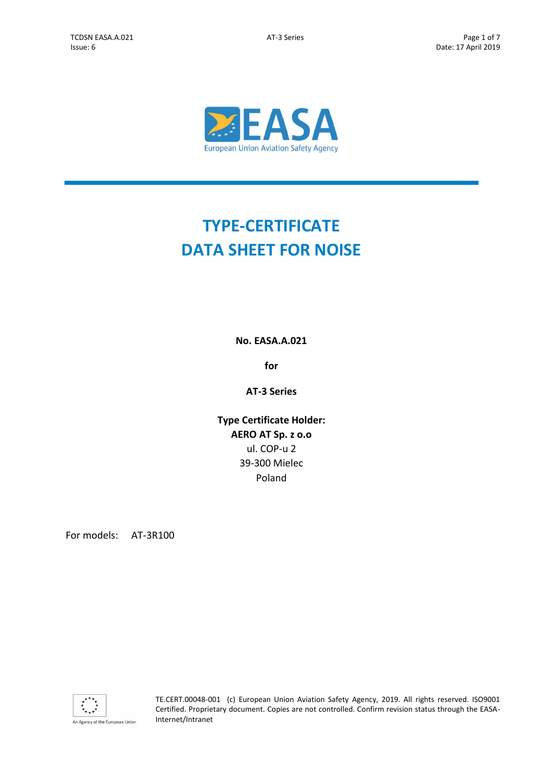# TYPE-CERTIFICATE DATA SHEET FOR NOISE

**No. EASA.A.021**

**for**

**AT-3 Series**

**Type Certificate Holder:**
**AERO AT Sp. z o.o**
ul. COP-u 2
39-300 Mielec
Poland

For models: AT-3R100

TE.CERT.00048-001 (c) European Union Aviation Safety Agency, 2019. All rights reserved. ISO9001 Certified. Proprietary document. Copies are not controlled. Confirm revision status through the EASA-Internet/Intranet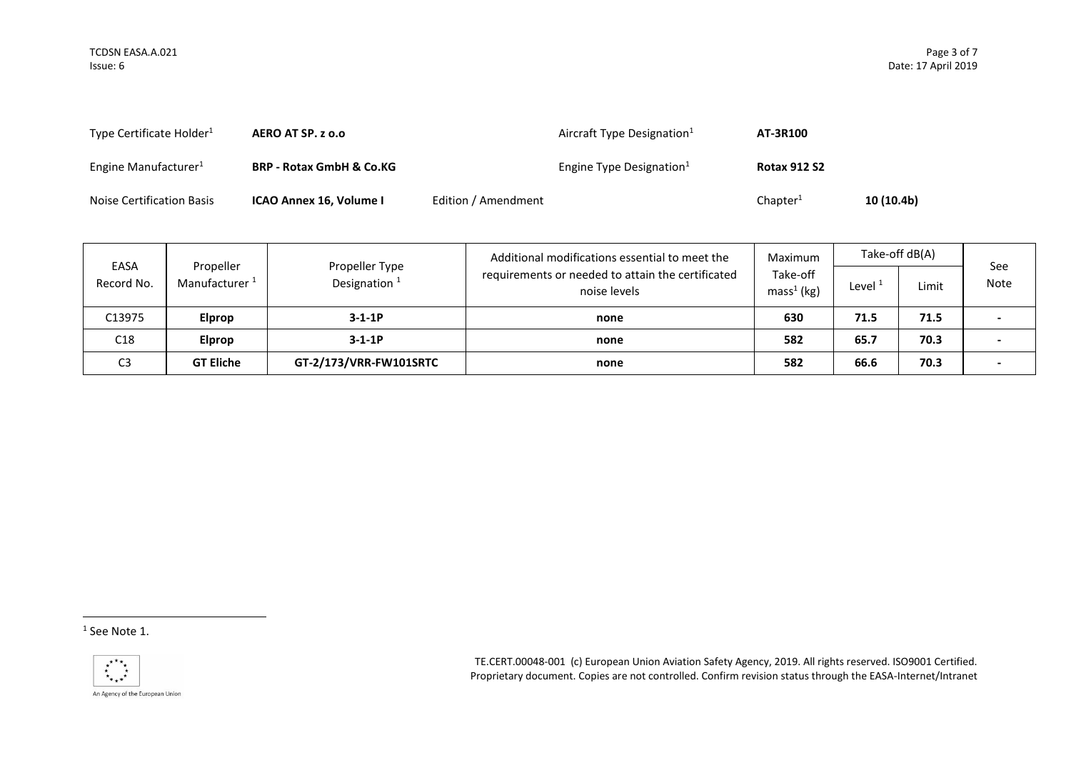| Type Certificate Holder[1] | **AERO AT SP. z o.o** | | Aircraft Type Designation[1] | **AT-3R100** | |
|---|---|---|---|---|---|
| Engine Manufacturer[1] | **BRP - Rotax GmbH & Co.KG** | | Engine Type Designation[1] | **Rotax 912 S2** | |
| Noise Certification Basis | **ICAO Annex 16, Volume I** | Edition / Amendment | | Chapter[1] | **10 (10.4b)** |

| EASA Record No. | Propeller Manufacturer [1] | Propeller Type Designation [1] | Additional modifications essential to meet the requirements or needed to attain the certificated noise levels | Maximum Take-off mass[1] (kg) | Take-off dB(A) | | See Note |
|---|---|---|---|---|---|---|---|
| | | | | | Level [1] | Limit | |
| C13975 | **Elprop** | **3-1-1P** | **none** | **630** | **71.5** | **71.5** | **-** |
| C18 | **Elprop** | **3-1-1P** | **none** | **582** | **65.7** | **70.3** | **-** |
| C3 | **GT Eliche** | **GT-2/173/VRR-FW101SRTC** | **none** | **582** | **66.6** | **70.3** | **-** |

[1] See Note 1.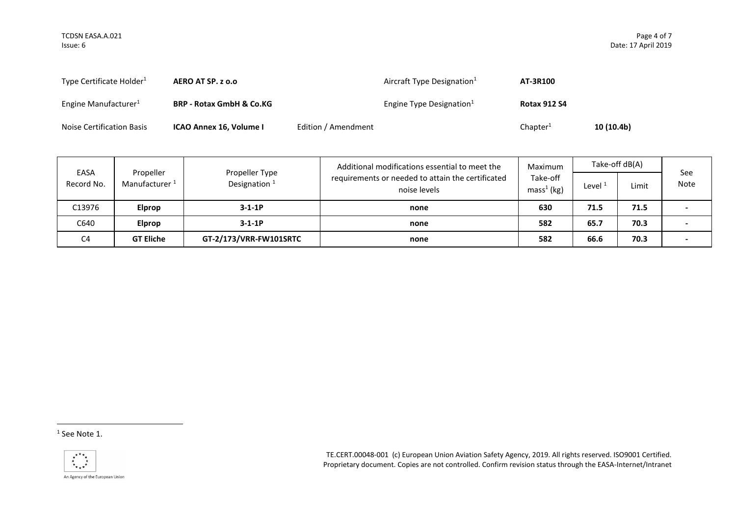| | | | | | |
|---|---|---|---|---|---|
| Type Certificate Holder[1] | **AERO AT SP. z o.o** | | Aircraft Type Designation[1] | **AT-3R100** | |
| Engine Manufacturer[1] | **BRP - Rotax GmbH & Co.KG** | | Engine Type Designation[1] | **Rotax 912 S4** | |
| Noise Certification Basis | **ICAO Annex 16, Volume I** | Edition / Amendment | | Chapter[1] | **10 (10.4b)** |

| EASA Record No. | Propeller Manufacturer [1] | Propeller Type Designation [1] | Additional modifications essential to meet the requirements or needed to attain the certificated noise levels | Maximum Take-off mass[1] (kg) | Take-off dB(A) | | See Note |
|---|---|---|---|---|---|---|---|
| | | | | | Level [1] | Limit | |
| C13976 | **Elprop** | **3-1-1P** | **none** | **630** | **71.5** | **71.5** | **-** |
| C640 | **Elprop** | **3-1-1P** | **none** | **582** | **65.7** | **70.3** | **-** |
| C4 | **GT Eliche** | **GT-2/173/VRR-FW101SRTC** | **none** | **582** | **66.6** | **70.3** | **-** |

[1] See Note 1.

TE.CERT.00048-001 (c) European Union Aviation Safety Agency, 2019. All rights reserved. ISO9001 Certified. Proprietary document. Copies are not controlled. Confirm revision status through the EASA-Internet/Intranet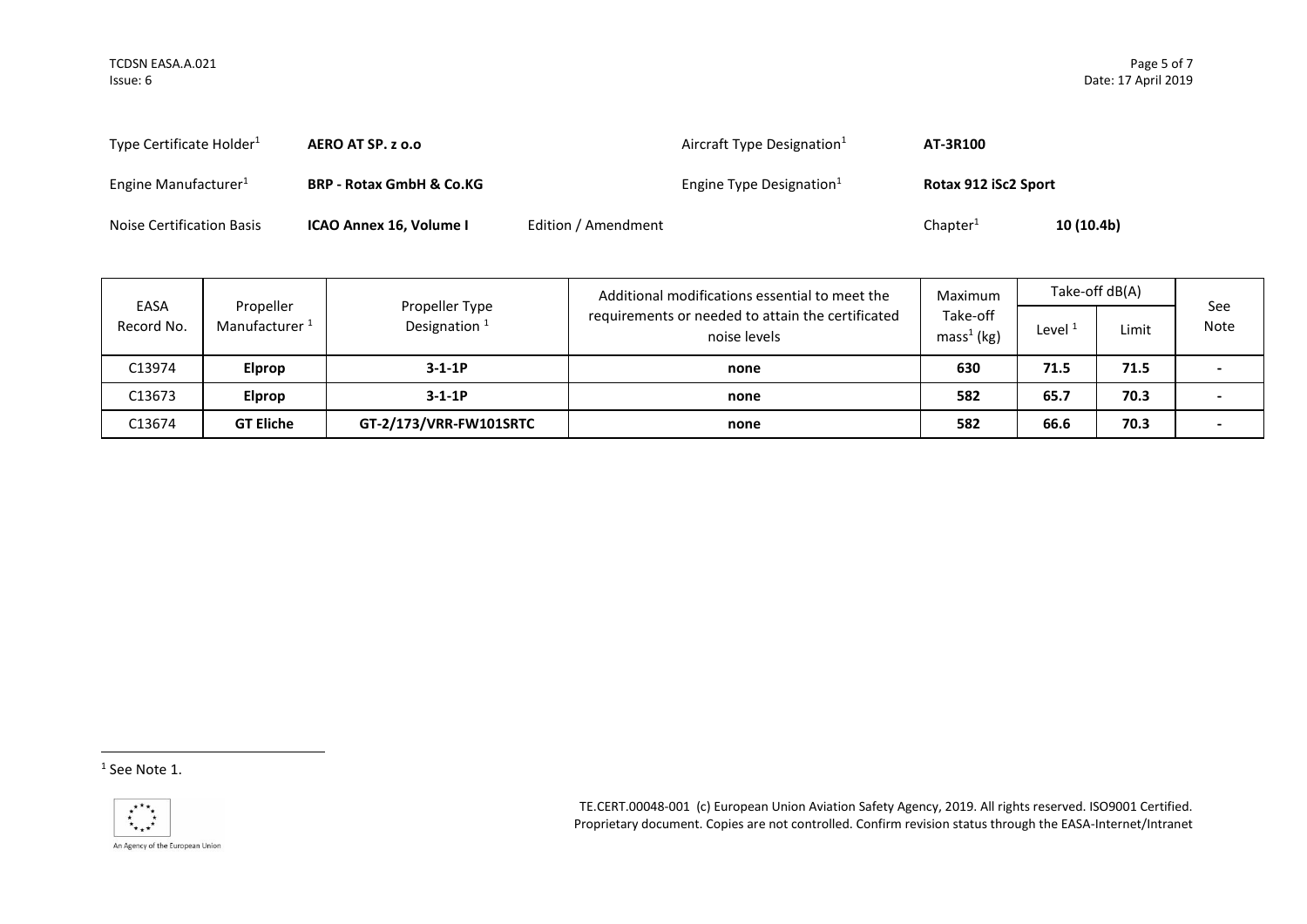| | | | |
|---|---|---|---|
| Type Certificate Holder[1] | **AERO AT SP. z o.o** | Aircraft Type Designation[1] | **AT-3R100** |
| Engine Manufacturer[1] | **BRP - Rotax GmbH & Co.KG** | Engine Type Designation[1] | **Rotax 912 iSc2 Sport** |
| Noise Certification Basis | **ICAO Annex 16, Volume I** Edition / Amendment | Chapter[1] | **10 (10.4b)** |

| EASA Record No. | Propeller Manufacturer [1] | Propeller Type Designation [1] | Additional modifications essential to meet the requirements or needed to attain the certificated noise levels | Maximum Take-off mass[1] (kg) | Take-off dB(A) | | See Note |
|---|---|---|---|---|---|---|---|
| | | | | | Level [1] | Limit | |
| C13974 | **Elprop** | **3-1-1P** | **none** | **630** | **71.5** | **71.5** | **-** |
| C13673 | **Elprop** | **3-1-1P** | **none** | **582** | **65.7** | **70.3** | **-** |
| C13674 | **GT Eliche** | **GT-2/173/VRR-FW101SRTC** | **none** | **582** | **66.6** | **70.3** | **-** |

[1] See Note 1.

TE.CERT.00048-001 (c) European Union Aviation Safety Agency, 2019. All rights reserved. ISO9001 Certified. Proprietary document. Copies are not controlled. Confirm revision status through the EASA-Internet/Intranet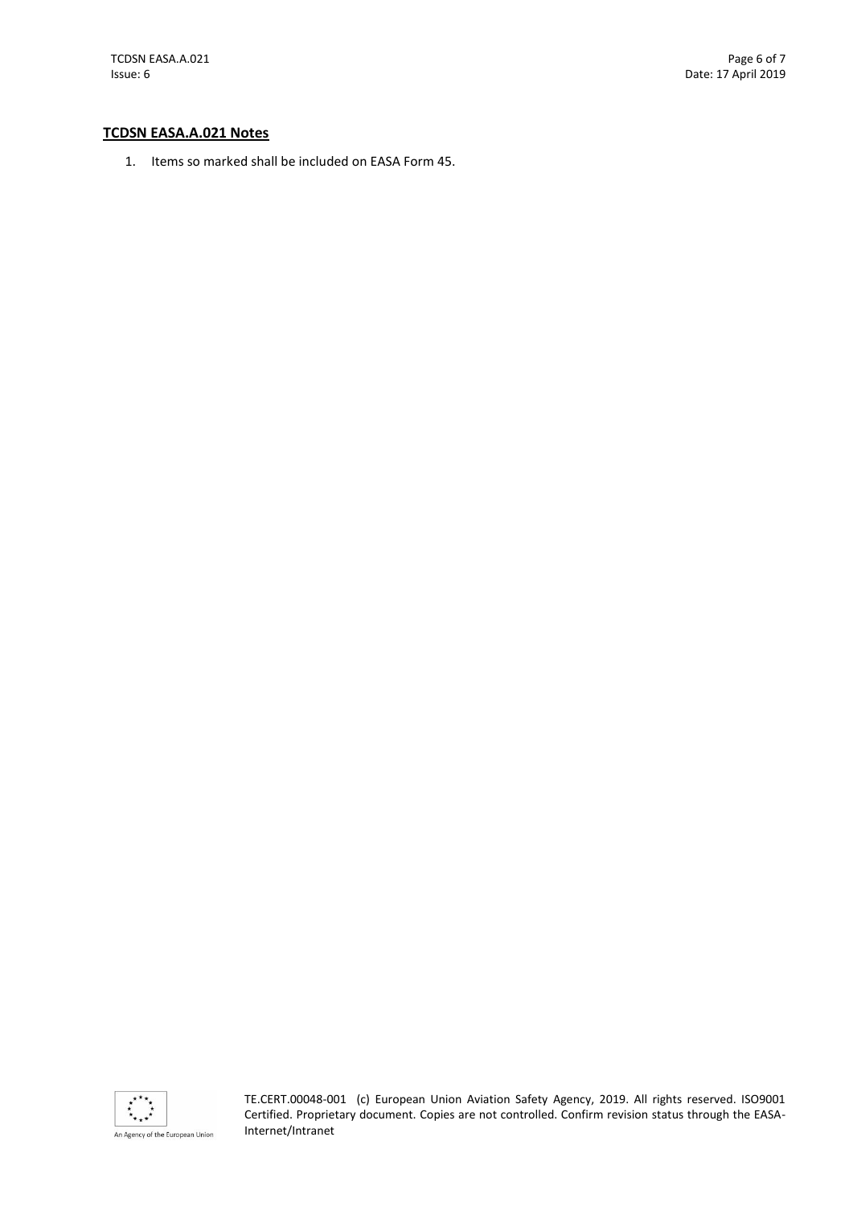## TCDSN EASA.A.021 Notes

1. Items so marked shall be included on EASA Form 45.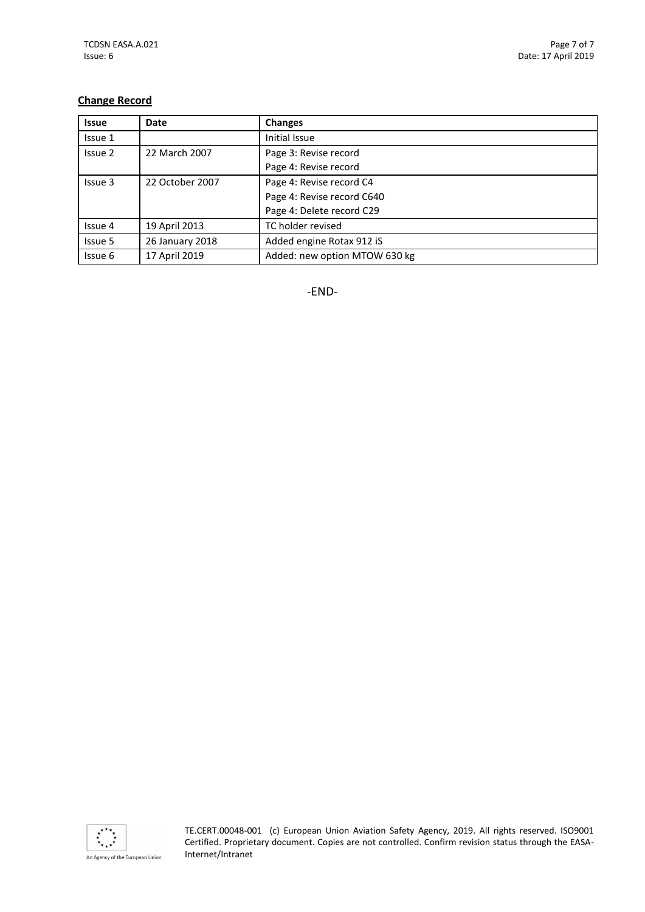**Change Record**

| Issue | Date | Changes |
|---|---|---|
| Issue 1 | | Initial Issue |
| Issue 2 | 22 March 2007 | Page 3: Revise record<br>Page 4: Revise record |
| Issue 3 | 22 October 2007 | Page 4: Revise record C4<br>Page 4: Revise record C640<br>Page 4: Delete record C29 |
| Issue 4 | 19 April 2013 | TC holder revised |
| Issue 5 | 26 January 2018 | Added engine Rotax 912 iS |
| Issue 6 | 17 April 2019 | Added: new option MTOW 630 kg |

-END-